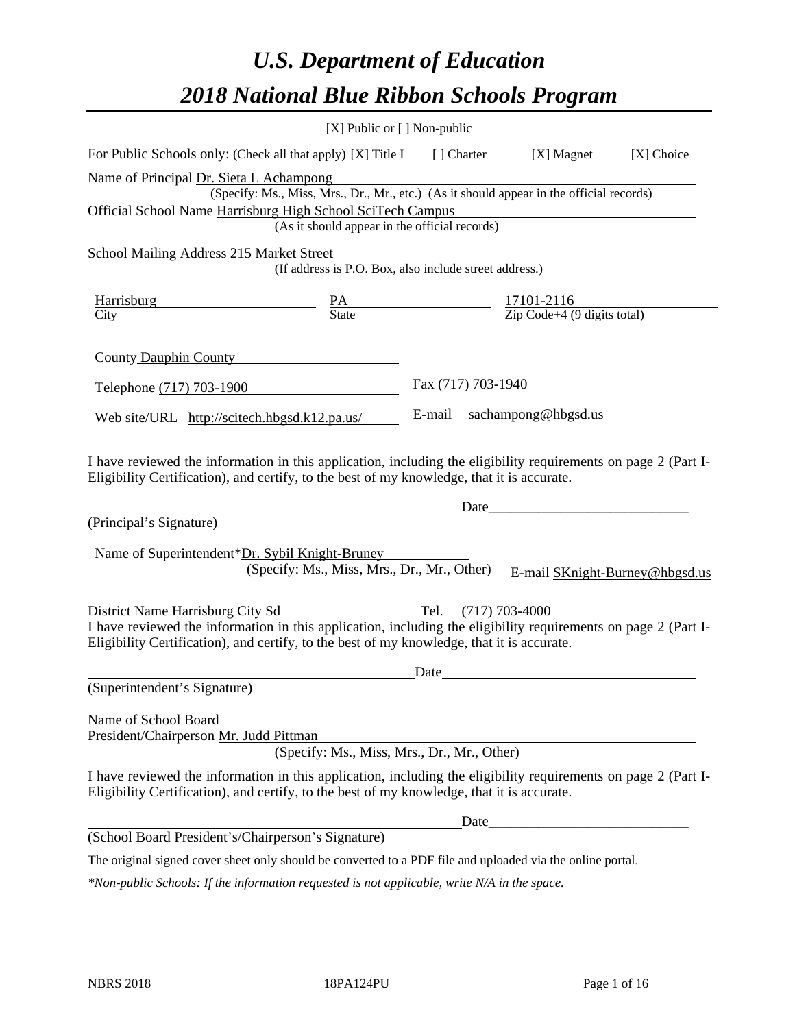# *U.S. Department of Education*

# *2018 National Blue Ribbon Schools Program*

[X] Public or [ ] Non-public

For Public Schools only: (Check all that apply) [X] Title I [ ] Charter [X] Magnet [X] Choice

Name of Principal Dr. Sieta L Achampong
(Specify: Ms., Miss, Mrs., Dr., Mr., etc.) (As it should appear in the official records)

Official School Name Harrisburg High School SciTech Campus
(As it should appear in the official records)

School Mailing Address 215 Market Street
(If address is P.O. Box, also include street address.)

| Harrisburg | PA | 17101-2116 |
|---|---|---|
| City | State | Zip Code+4 (9 digits total) |

County Dauphin County

Telephone (717) 703-1900 Fax (717) 703-1940

Web site/URL http://scitech.hbgsd.k12.pa.us/ E-mail sachampong@hbgsd.us

I have reviewed the information in this application, including the eligibility requirements on page 2 (Part I-Eligibility Certification), and certify, to the best of my knowledge, that it is accurate.

_______________________________ Date_______________________
(Principal's Signature)

Name of Superintendent*Dr. Sybil Knight-Bruney
(Specify: Ms., Miss, Mrs., Dr., Mr., Other) E-mail SKnight-Burney@hbgsd.us

District Name Harrisburg City Sd Tel. (717) 703-4000

I have reviewed the information in this application, including the eligibility requirements on page 2 (Part I-Eligibility Certification), and certify, to the best of my knowledge, that it is accurate.

_______________________________ Date_______________________
(Superintendent's Signature)

Name of School Board
President/Chairperson Mr. Judd Pittman
(Specify: Ms., Miss, Mrs., Dr., Mr., Other)

I have reviewed the information in this application, including the eligibility requirements on page 2 (Part I-Eligibility Certification), and certify, to the best of my knowledge, that it is accurate.

_______________________________ Date_______________________
(School Board President's/Chairperson's Signature)

The original signed cover sheet only should be converted to a PDF file and uploaded via the online portal.

*\*Non-public Schools: If the information requested is not applicable, write N/A in the space.*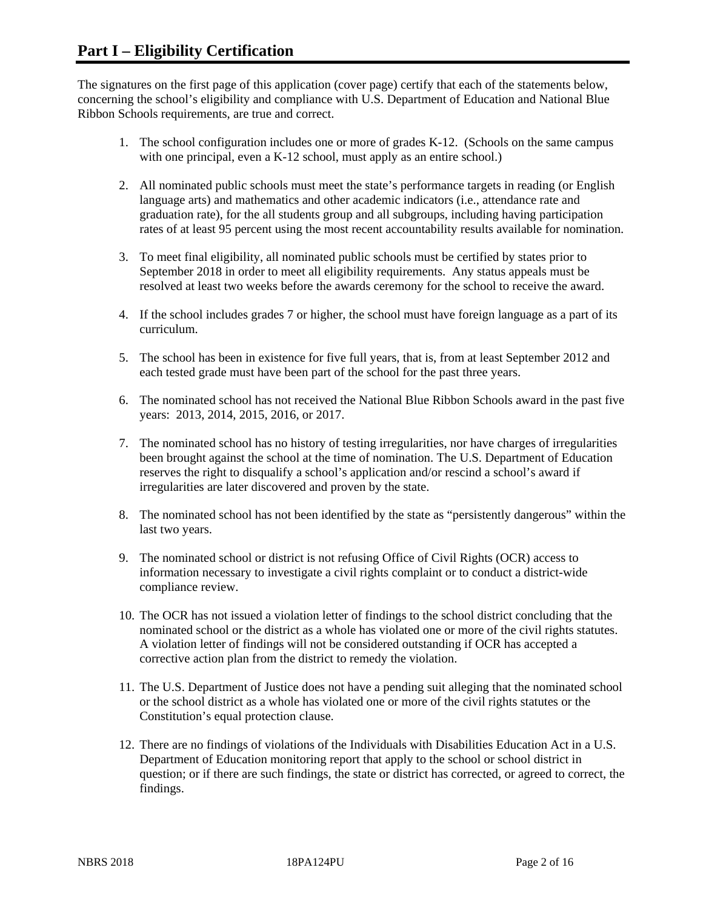# Part I – Eligibility Certification

The signatures on the first page of this application (cover page) certify that each of the statements below, concerning the school's eligibility and compliance with U.S. Department of Education and National Blue Ribbon Schools requirements, are true and correct.

1. The school configuration includes one or more of grades K-12. (Schools on the same campus with one principal, even a K-12 school, must apply as an entire school.)

2. All nominated public schools must meet the state's performance targets in reading (or English language arts) and mathematics and other academic indicators (i.e., attendance rate and graduation rate), for the all students group and all subgroups, including having participation rates of at least 95 percent using the most recent accountability results available for nomination.

3. To meet final eligibility, all nominated public schools must be certified by states prior to September 2018 in order to meet all eligibility requirements. Any status appeals must be resolved at least two weeks before the awards ceremony for the school to receive the award.

4. If the school includes grades 7 or higher, the school must have foreign language as a part of its curriculum.

5. The school has been in existence for five full years, that is, from at least September 2012 and each tested grade must have been part of the school for the past three years.

6. The nominated school has not received the National Blue Ribbon Schools award in the past five years: 2013, 2014, 2015, 2016, or 2017.

7. The nominated school has no history of testing irregularities, nor have charges of irregularities been brought against the school at the time of nomination. The U.S. Department of Education reserves the right to disqualify a school's application and/or rescind a school's award if irregularities are later discovered and proven by the state.

8. The nominated school has not been identified by the state as "persistently dangerous" within the last two years.

9. The nominated school or district is not refusing Office of Civil Rights (OCR) access to information necessary to investigate a civil rights complaint or to conduct a district-wide compliance review.

10. The OCR has not issued a violation letter of findings to the school district concluding that the nominated school or the district as a whole has violated one or more of the civil rights statutes. A violation letter of findings will not be considered outstanding if OCR has accepted a corrective action plan from the district to remedy the violation.

11. The U.S. Department of Justice does not have a pending suit alleging that the nominated school or the school district as a whole has violated one or more of the civil rights statutes or the Constitution's equal protection clause.

12. There are no findings of violations of the Individuals with Disabilities Education Act in a U.S. Department of Education monitoring report that apply to the school or school district in question; or if there are such findings, the state or district has corrected, or agreed to correct, the findings.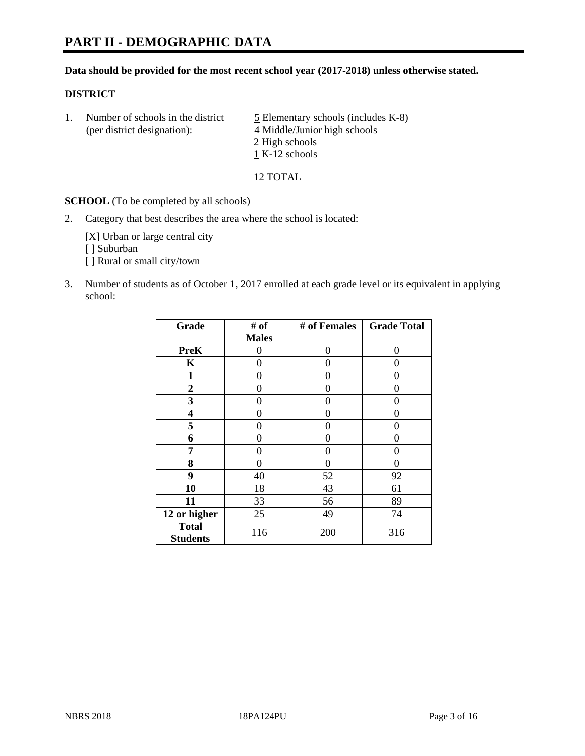# PART II - DEMOGRAPHIC DATA

**Data should be provided for the most recent school year (2017-2018) unless otherwise stated.**

**DISTRICT**

1. Number of schools in the district (per district designation):
   5 Elementary schools (includes K-8)
   4 Middle/Junior high schools
   2 High schools
   1 K-12 schools

   12 TOTAL

**SCHOOL** (To be completed by all schools)

2. Category that best describes the area where the school is located:

   [X] Urban or large central city
   [ ] Suburban
   [ ] Rural or small city/town

3. Number of students as of October 1, 2017 enrolled at each grade level or its equivalent in applying school:

| Grade | # of Males | # of Females | Grade Total |
|---|---|---|---|
| **PreK** | 0 | 0 | 0 |
| **K** | 0 | 0 | 0 |
| **1** | 0 | 0 | 0 |
| **2** | 0 | 0 | 0 |
| **3** | 0 | 0 | 0 |
| **4** | 0 | 0 | 0 |
| **5** | 0 | 0 | 0 |
| **6** | 0 | 0 | 0 |
| **7** | 0 | 0 | 0 |
| **8** | 0 | 0 | 0 |
| **9** | 40 | 52 | 92 |
| **10** | 18 | 43 | 61 |
| **11** | 33 | 56 | 89 |
| **12 or higher** | 25 | 49 | 74 |
| **Total Students** | 116 | 200 | 316 |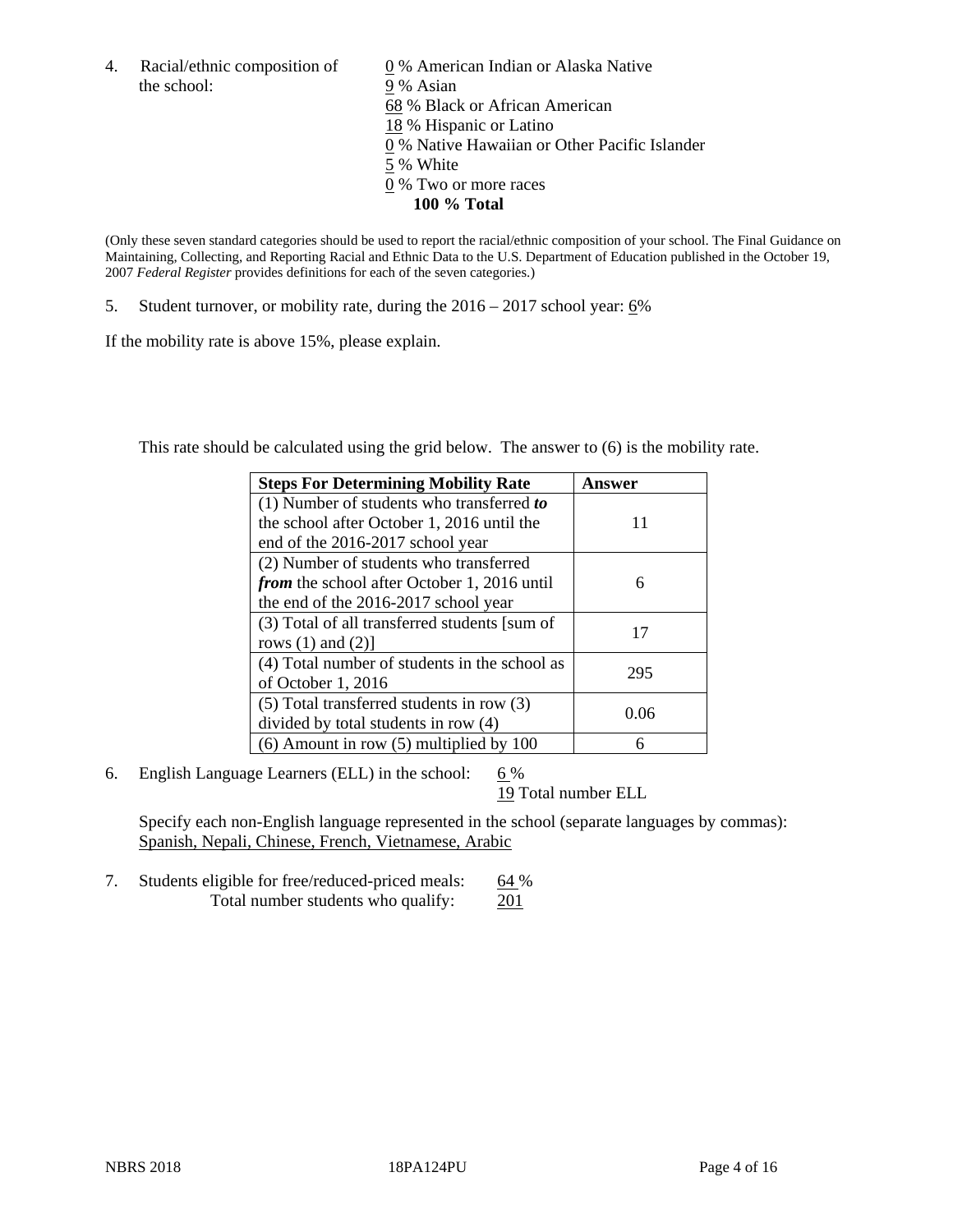4. Racial/ethnic composition of the school:

0 % American Indian or Alaska Native
9 % Asian
68 % Black or African American
18 % Hispanic or Latino
0 % Native Hawaiian or Other Pacific Islander
5 % White
0 % Two or more races
**100 % Total**

(Only these seven standard categories should be used to report the racial/ethnic composition of your school. The Final Guidance on Maintaining, Collecting, and Reporting Racial and Ethnic Data to the U.S. Department of Education published in the October 19, 2007 *Federal Register* provides definitions for each of the seven categories.)

5. Student turnover, or mobility rate, during the 2016 – 2017 school year: 6%

If the mobility rate is above 15%, please explain.

This rate should be calculated using the grid below. The answer to (6) is the mobility rate.

| **Steps For Determining Mobility Rate** | **Answer** |
|---|---|
| (1) Number of students who transferred ***to*** the school after October 1, 2016 until the end of the 2016-2017 school year | 11 |
| (2) Number of students who transferred ***from*** the school after October 1, 2016 until the end of the 2016-2017 school year | 6 |
| (3) Total of all transferred students [sum of rows (1) and (2)] | 17 |
| (4) Total number of students in the school as of October 1, 2016 | 295 |
| (5) Total transferred students in row (3) divided by total students in row (4) | 0.06 |
| (6) Amount in row (5) multiplied by 100 | 6 |

6. English Language Learners (ELL) in the school: 6 %
19 Total number ELL

Specify each non-English language represented in the school (separate languages by commas):
Spanish, Nepali, Chinese, French, Vietnamese, Arabic

7. Students eligible for free/reduced-priced meals: 64 %
Total number students who qualify: 201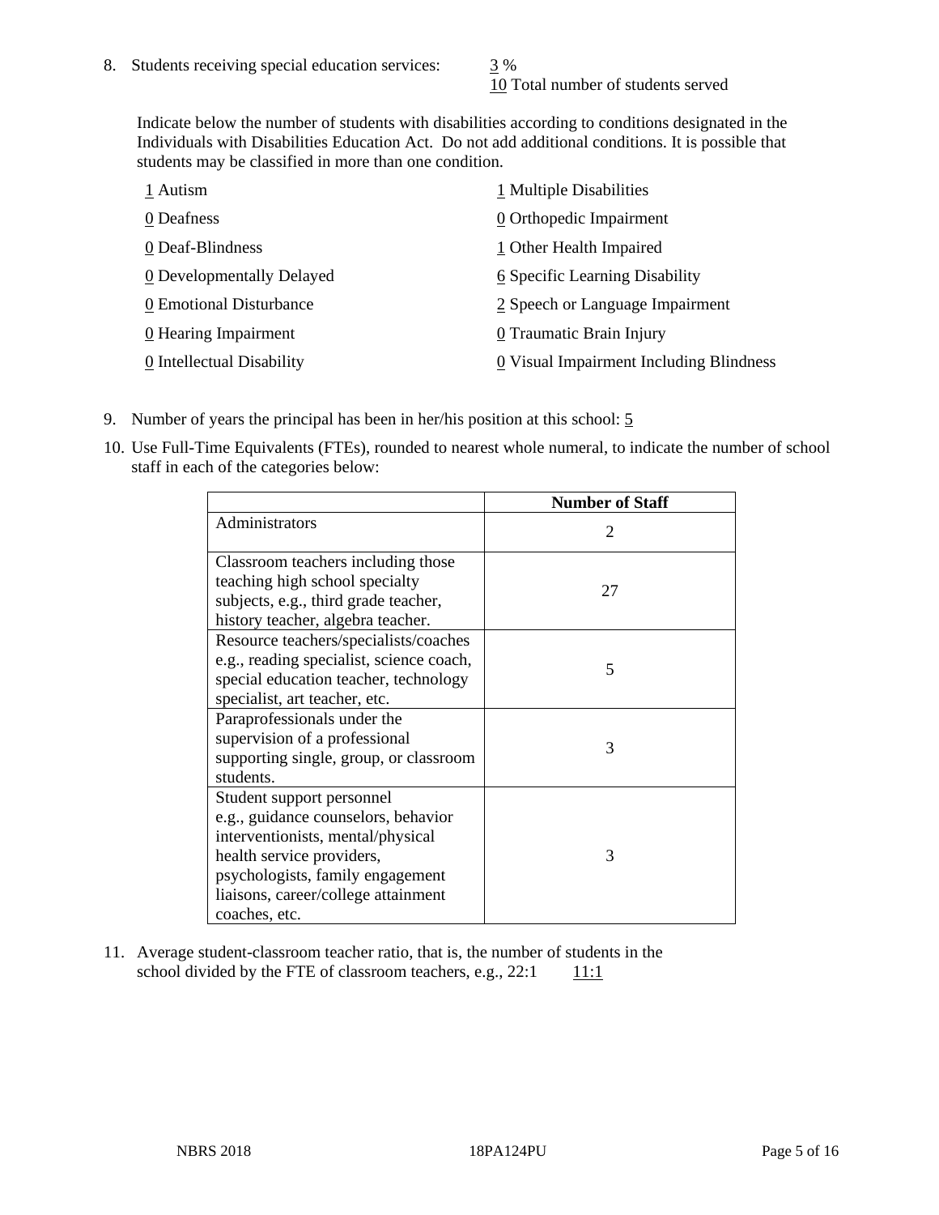8. Students receiving special education services: 3 %
   10 Total number of students served

   Indicate below the number of students with disabilities according to conditions designated in the Individuals with Disabilities Education Act. Do not add additional conditions. It is possible that students may be classified in more than one condition.

   1 Autism
   0 Deafness
   0 Deaf-Blindness
   0 Developmentally Delayed
   0 Emotional Disturbance
   0 Hearing Impairment
   0 Intellectual Disability
   1 Multiple Disabilities
   0 Orthopedic Impairment
   1 Other Health Impaired
   6 Specific Learning Disability
   2 Speech or Language Impairment
   0 Traumatic Brain Injury
   0 Visual Impairment Including Blindness

9. Number of years the principal has been in her/his position at this school: 5

10. Use Full-Time Equivalents (FTEs), rounded to nearest whole numeral, to indicate the number of school staff in each of the categories below:

| | Number of Staff |
|---|---|
| Administrators | 2 |
| Classroom teachers including those teaching high school specialty subjects, e.g., third grade teacher, history teacher, algebra teacher. | 27 |
| Resource teachers/specialists/coaches e.g., reading specialist, science coach, special education teacher, technology specialist, art teacher, etc. | 5 |
| Paraprofessionals under the supervision of a professional supporting single, group, or classroom students. | 3 |
| Student support personnel e.g., guidance counselors, behavior interventionists, mental/physical health service providers, psychologists, family engagement liaisons, career/college attainment coaches, etc. | 3 |

11. Average student-classroom teacher ratio, that is, the number of students in the school divided by the FTE of classroom teachers, e.g., 22:1 11:1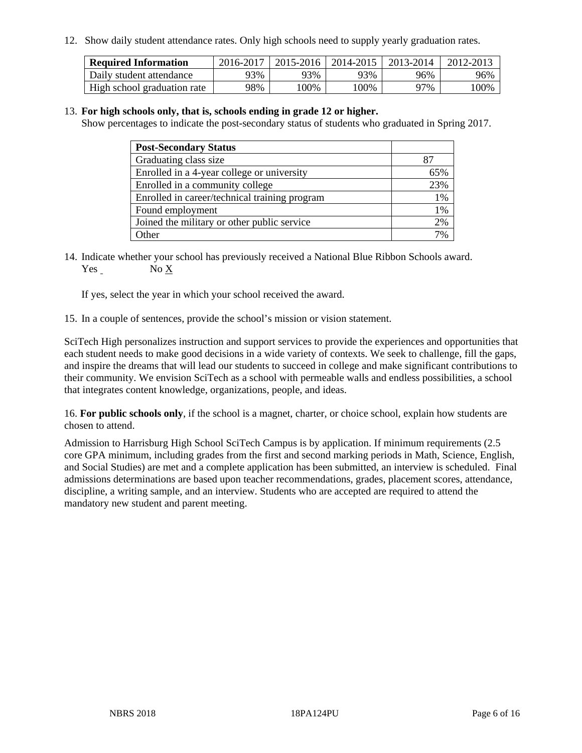12. Show daily student attendance rates. Only high schools need to supply yearly graduation rates.

| Required Information | 2016-2017 | 2015-2016 | 2014-2015 | 2013-2014 | 2012-2013 |
|---|---|---|---|---|---|
| Daily student attendance | 93% | 93% | 93% | 96% | 96% |
| High school graduation rate | 98% | 100% | 100% | 97% | 100% |

13. **For high schools only, that is, schools ending in grade 12 or higher.**
Show percentages to indicate the post-secondary status of students who graduated in Spring 2017.

| Post-Secondary Status | |
|---|---|
| Graduating class size | 87 |
| Enrolled in a 4-year college or university | 65% |
| Enrolled in a community college | 23% |
| Enrolled in career/technical training program | 1% |
| Found employment | 1% |
| Joined the military or other public service | 2% |
| Other | 7% |

14. Indicate whether your school has previously received a National Blue Ribbon Schools award.
Yes ___ No X

If yes, select the year in which your school received the award.

15. In a couple of sentences, provide the school's mission or vision statement.

SciTech High personalizes instruction and support services to provide the experiences and opportunities that each student needs to make good decisions in a wide variety of contexts. We seek to challenge, fill the gaps, and inspire the dreams that will lead our students to succeed in college and make significant contributions to their community. We envision SciTech as a school with permeable walls and endless possibilities, a school that integrates content knowledge, organizations, people, and ideas.

16. **For public schools only**, if the school is a magnet, charter, or choice school, explain how students are chosen to attend.

Admission to Harrisburg High School SciTech Campus is by application. If minimum requirements (2.5 core GPA minimum, including grades from the first and second marking periods in Math, Science, English, and Social Studies) are met and a complete application has been submitted, an interview is scheduled. Final admissions determinations are based upon teacher recommendations, grades, placement scores, attendance, discipline, a writing sample, and an interview. Students who are accepted are required to attend the mandatory new student and parent meeting.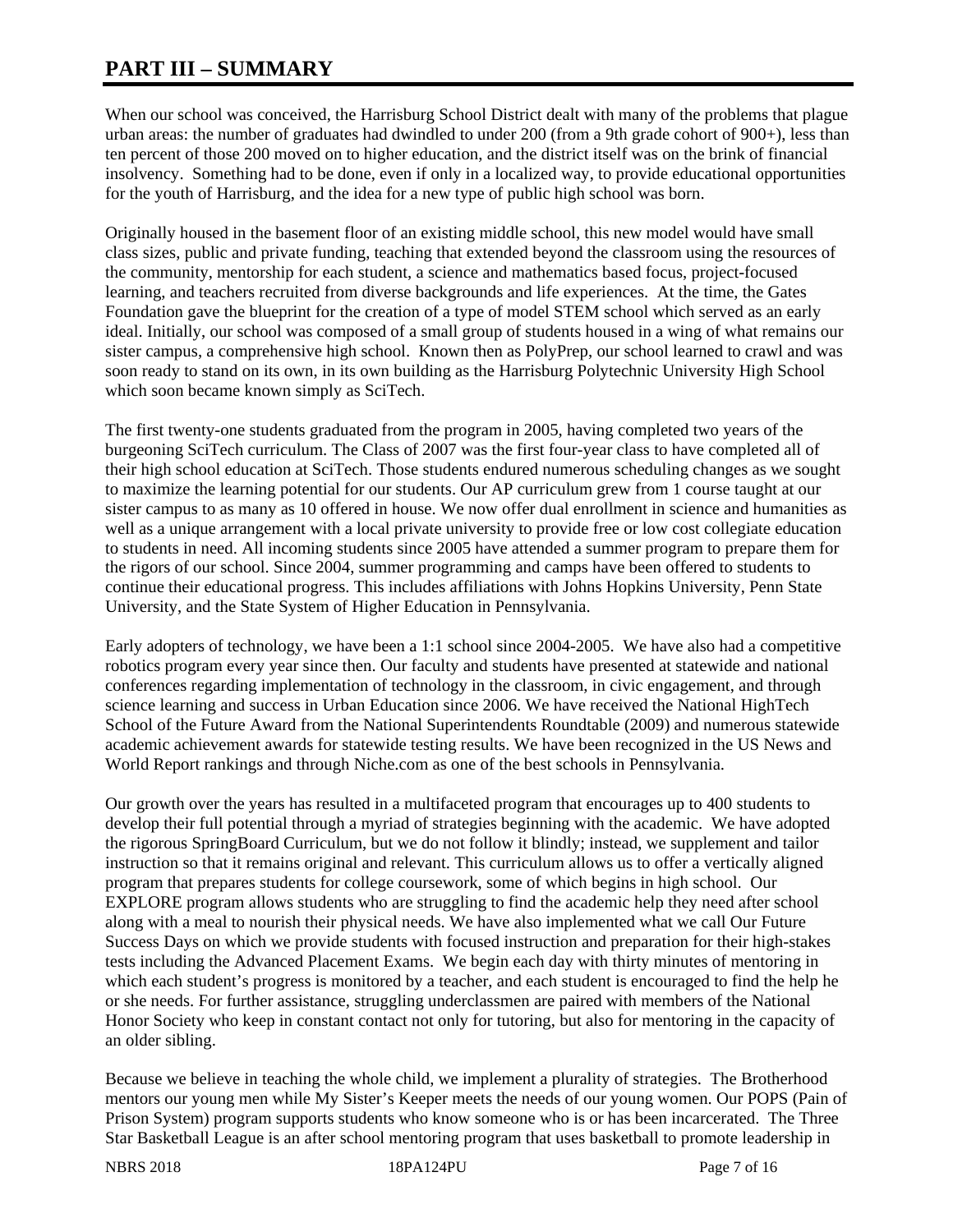# PART III – SUMMARY

When our school was conceived, the Harrisburg School District dealt with many of the problems that plague urban areas: the number of graduates had dwindled to under 200 (from a 9th grade cohort of 900+), less than ten percent of those 200 moved on to higher education, and the district itself was on the brink of financial insolvency. Something had to be done, even if only in a localized way, to provide educational opportunities for the youth of Harrisburg, and the idea for a new type of public high school was born.

Originally housed in the basement floor of an existing middle school, this new model would have small class sizes, public and private funding, teaching that extended beyond the classroom using the resources of the community, mentorship for each student, a science and mathematics based focus, project-focused learning, and teachers recruited from diverse backgrounds and life experiences. At the time, the Gates Foundation gave the blueprint for the creation of a type of model STEM school which served as an early ideal. Initially, our school was composed of a small group of students housed in a wing of what remains our sister campus, a comprehensive high school. Known then as PolyPrep, our school learned to crawl and was soon ready to stand on its own, in its own building as the Harrisburg Polytechnic University High School which soon became known simply as SciTech.

The first twenty-one students graduated from the program in 2005, having completed two years of the burgeoning SciTech curriculum. The Class of 2007 was the first four-year class to have completed all of their high school education at SciTech. Those students endured numerous scheduling changes as we sought to maximize the learning potential for our students. Our AP curriculum grew from 1 course taught at our sister campus to as many as 10 offered in house. We now offer dual enrollment in science and humanities as well as a unique arrangement with a local private university to provide free or low cost collegiate education to students in need. All incoming students since 2005 have attended a summer program to prepare them for the rigors of our school. Since 2004, summer programming and camps have been offered to students to continue their educational progress. This includes affiliations with Johns Hopkins University, Penn State University, and the State System of Higher Education in Pennsylvania.

Early adopters of technology, we have been a 1:1 school since 2004-2005. We have also had a competitive robotics program every year since then. Our faculty and students have presented at statewide and national conferences regarding implementation of technology in the classroom, in civic engagement, and through science learning and success in Urban Education since 2006. We have received the National HighTech School of the Future Award from the National Superintendents Roundtable (2009) and numerous statewide academic achievement awards for statewide testing results. We have been recognized in the US News and World Report rankings and through Niche.com as one of the best schools in Pennsylvania.

Our growth over the years has resulted in a multifaceted program that encourages up to 400 students to develop their full potential through a myriad of strategies beginning with the academic. We have adopted the rigorous SpringBoard Curriculum, but we do not follow it blindly; instead, we supplement and tailor instruction so that it remains original and relevant. This curriculum allows us to offer a vertically aligned program that prepares students for college coursework, some of which begins in high school. Our EXPLORE program allows students who are struggling to find the academic help they need after school along with a meal to nourish their physical needs. We have also implemented what we call Our Future Success Days on which we provide students with focused instruction and preparation for their high-stakes tests including the Advanced Placement Exams. We begin each day with thirty minutes of mentoring in which each student's progress is monitored by a teacher, and each student is encouraged to find the help he or she needs. For further assistance, struggling underclassmen are paired with members of the National Honor Society who keep in constant contact not only for tutoring, but also for mentoring in the capacity of an older sibling.

Because we believe in teaching the whole child, we implement a plurality of strategies. The Brotherhood mentors our young men while My Sister's Keeper meets the needs of our young women. Our POPS (Pain of Prison System) program supports students who know someone who is or has been incarcerated. The Three Star Basketball League is an after school mentoring program that uses basketball to promote leadership in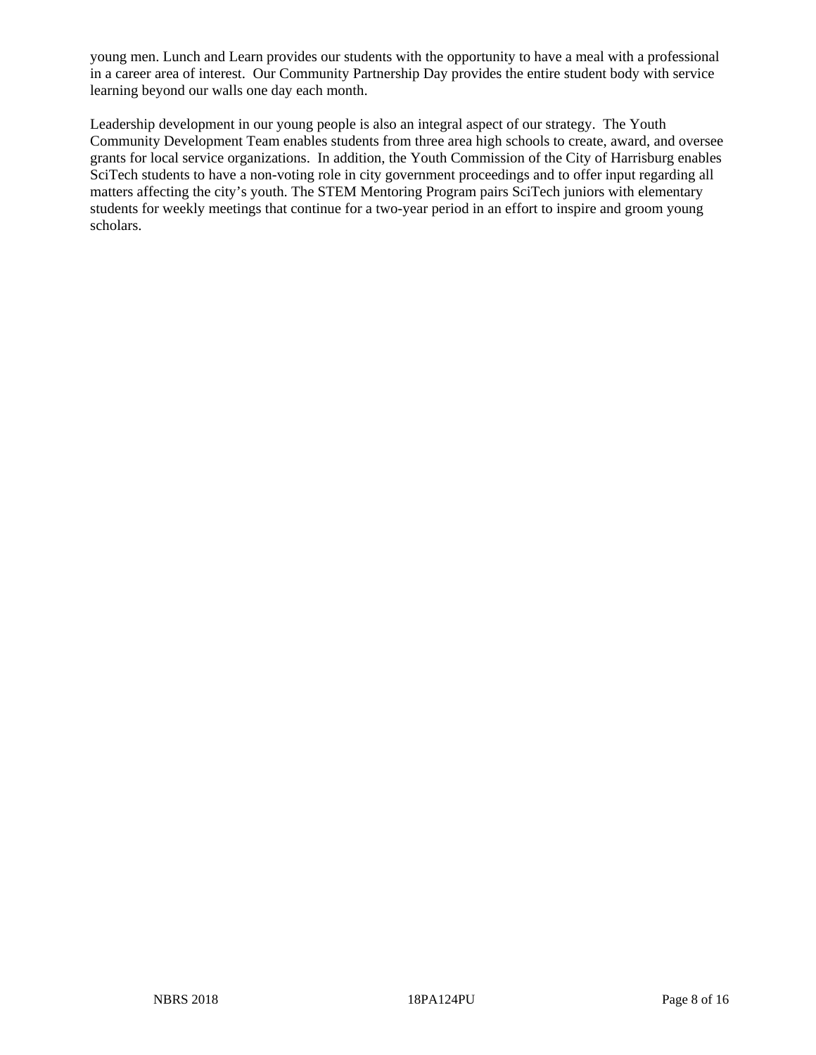young men. Lunch and Learn provides our students with the opportunity to have a meal with a professional in a career area of interest. Our Community Partnership Day provides the entire student body with service learning beyond our walls one day each month.

Leadership development in our young people is also an integral aspect of our strategy. The Youth Community Development Team enables students from three area high schools to create, award, and oversee grants for local service organizations. In addition, the Youth Commission of the City of Harrisburg enables SciTech students to have a non-voting role in city government proceedings and to offer input regarding all matters affecting the city's youth. The STEM Mentoring Program pairs SciTech juniors with elementary students for weekly meetings that continue for a two-year period in an effort to inspire and groom young scholars.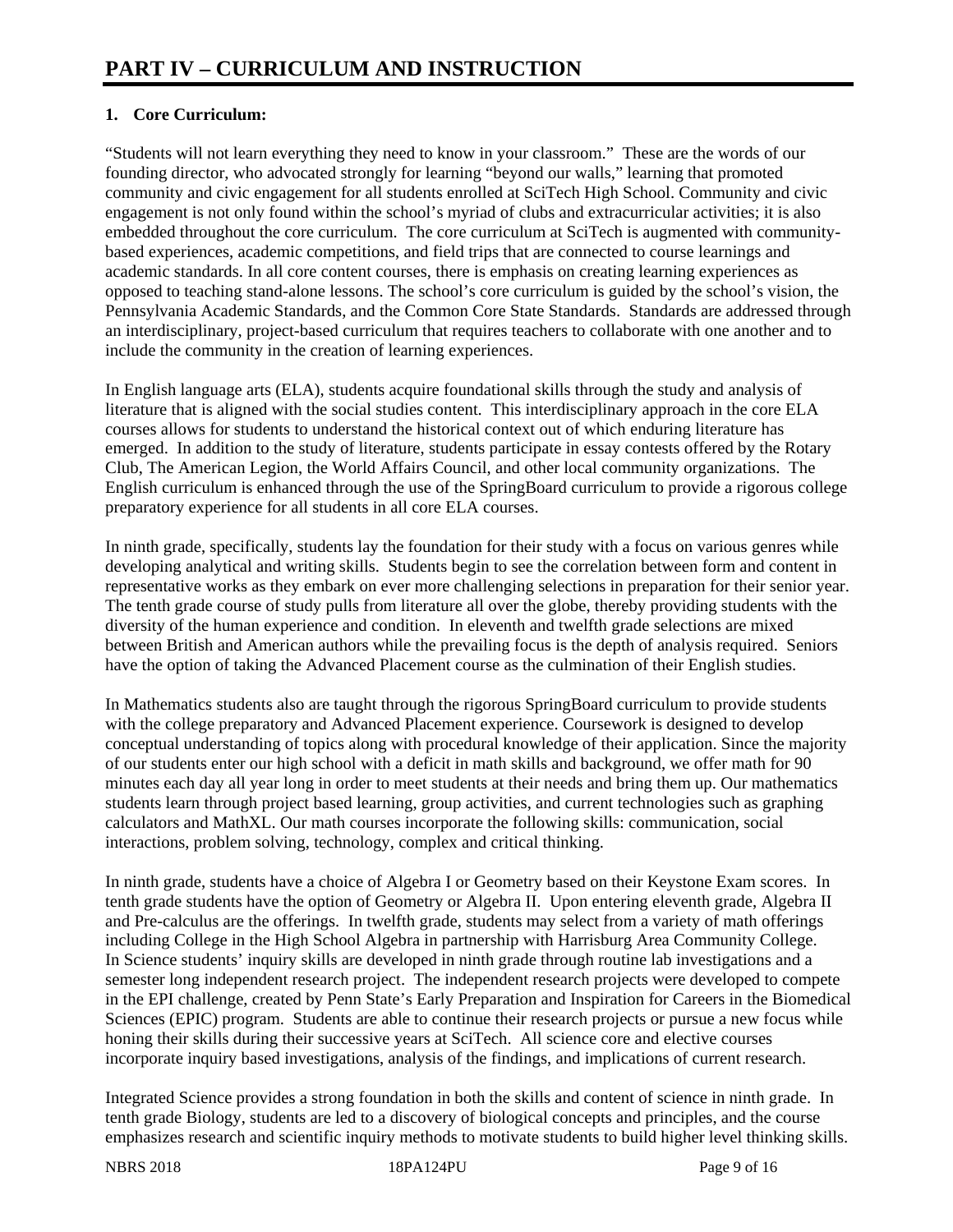# PART IV – CURRICULUM AND INSTRUCTION

## 1. Core Curriculum:

"Students will not learn everything they need to know in your classroom." These are the words of our founding director, who advocated strongly for learning "beyond our walls," learning that promoted community and civic engagement for all students enrolled at SciTech High School. Community and civic engagement is not only found within the school's myriad of clubs and extracurricular activities; it is also embedded throughout the core curriculum. The core curriculum at SciTech is augmented with community-based experiences, academic competitions, and field trips that are connected to course learnings and academic standards. In all core content courses, there is emphasis on creating learning experiences as opposed to teaching stand-alone lessons. The school's core curriculum is guided by the school's vision, the Pennsylvania Academic Standards, and the Common Core State Standards. Standards are addressed through an interdisciplinary, project-based curriculum that requires teachers to collaborate with one another and to include the community in the creation of learning experiences.

In English language arts (ELA), students acquire foundational skills through the study and analysis of literature that is aligned with the social studies content. This interdisciplinary approach in the core ELA courses allows for students to understand the historical context out of which enduring literature has emerged. In addition to the study of literature, students participate in essay contests offered by the Rotary Club, The American Legion, the World Affairs Council, and other local community organizations. The English curriculum is enhanced through the use of the SpringBoard curriculum to provide a rigorous college preparatory experience for all students in all core ELA courses.

In ninth grade, specifically, students lay the foundation for their study with a focus on various genres while developing analytical and writing skills. Students begin to see the correlation between form and content in representative works as they embark on ever more challenging selections in preparation for their senior year. The tenth grade course of study pulls from literature all over the globe, thereby providing students with the diversity of the human experience and condition. In eleventh and twelfth grade selections are mixed between British and American authors while the prevailing focus is the depth of analysis required. Seniors have the option of taking the Advanced Placement course as the culmination of their English studies.

In Mathematics students also are taught through the rigorous SpringBoard curriculum to provide students with the college preparatory and Advanced Placement experience. Coursework is designed to develop conceptual understanding of topics along with procedural knowledge of their application. Since the majority of our students enter our high school with a deficit in math skills and background, we offer math for 90 minutes each day all year long in order to meet students at their needs and bring them up. Our mathematics students learn through project based learning, group activities, and current technologies such as graphing calculators and MathXL. Our math courses incorporate the following skills: communication, social interactions, problem solving, technology, complex and critical thinking.

In ninth grade, students have a choice of Algebra I or Geometry based on their Keystone Exam scores. In tenth grade students have the option of Geometry or Algebra II. Upon entering eleventh grade, Algebra II and Pre-calculus are the offerings. In twelfth grade, students may select from a variety of math offerings including College in the High School Algebra in partnership with Harrisburg Area Community College.
In Science students' inquiry skills are developed in ninth grade through routine lab investigations and a semester long independent research project. The independent research projects were developed to compete in the EPI challenge, created by Penn State's Early Preparation and Inspiration for Careers in the Biomedical Sciences (EPIC) program. Students are able to continue their research projects or pursue a new focus while honing their skills during their successive years at SciTech. All science core and elective courses incorporate inquiry based investigations, analysis of the findings, and implications of current research.

Integrated Science provides a strong foundation in both the skills and content of science in ninth grade. In tenth grade Biology, students are led to a discovery of biological concepts and principles, and the course emphasizes research and scientific inquiry methods to motivate students to build higher level thinking skills.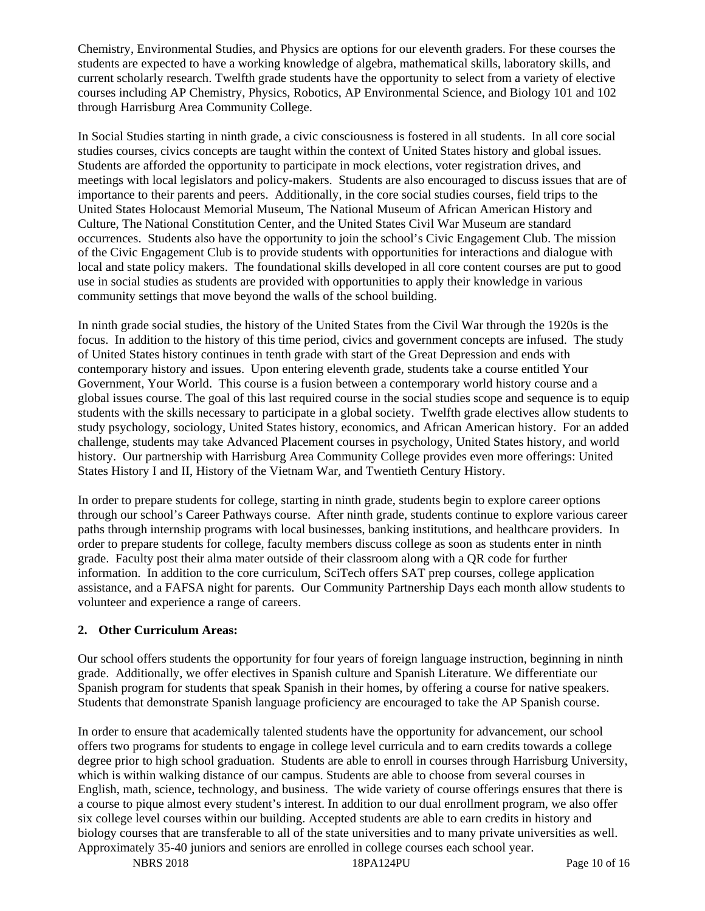Chemistry, Environmental Studies, and Physics are options for our eleventh graders. For these courses the students are expected to have a working knowledge of algebra, mathematical skills, laboratory skills, and current scholarly research. Twelfth grade students have the opportunity to select from a variety of elective courses including AP Chemistry, Physics, Robotics, AP Environmental Science, and Biology 101 and 102 through Harrisburg Area Community College.

In Social Studies starting in ninth grade, a civic consciousness is fostered in all students. In all core social studies courses, civics concepts are taught within the context of United States history and global issues. Students are afforded the opportunity to participate in mock elections, voter registration drives, and meetings with local legislators and policy-makers. Students are also encouraged to discuss issues that are of importance to their parents and peers. Additionally, in the core social studies courses, field trips to the United States Holocaust Memorial Museum, The National Museum of African American History and Culture, The National Constitution Center, and the United States Civil War Museum are standard occurrences. Students also have the opportunity to join the school's Civic Engagement Club. The mission of the Civic Engagement Club is to provide students with opportunities for interactions and dialogue with local and state policy makers. The foundational skills developed in all core content courses are put to good use in social studies as students are provided with opportunities to apply their knowledge in various community settings that move beyond the walls of the school building.

In ninth grade social studies, the history of the United States from the Civil War through the 1920s is the focus. In addition to the history of this time period, civics and government concepts are infused. The study of United States history continues in tenth grade with start of the Great Depression and ends with contemporary history and issues. Upon entering eleventh grade, students take a course entitled Your Government, Your World. This course is a fusion between a contemporary world history course and a global issues course. The goal of this last required course in the social studies scope and sequence is to equip students with the skills necessary to participate in a global society. Twelfth grade electives allow students to study psychology, sociology, United States history, economics, and African American history. For an added challenge, students may take Advanced Placement courses in psychology, United States history, and world history. Our partnership with Harrisburg Area Community College provides even more offerings: United States History I and II, History of the Vietnam War, and Twentieth Century History.

In order to prepare students for college, starting in ninth grade, students begin to explore career options through our school's Career Pathways course. After ninth grade, students continue to explore various career paths through internship programs with local businesses, banking institutions, and healthcare providers. In order to prepare students for college, faculty members discuss college as soon as students enter in ninth grade. Faculty post their alma mater outside of their classroom along with a QR code for further information. In addition to the core curriculum, SciTech offers SAT prep courses, college application assistance, and a FAFSA night for parents. Our Community Partnership Days each month allow students to volunteer and experience a range of careers.

**2. Other Curriculum Areas:**

Our school offers students the opportunity for four years of foreign language instruction, beginning in ninth grade. Additionally, we offer electives in Spanish culture and Spanish Literature. We differentiate our Spanish program for students that speak Spanish in their homes, by offering a course for native speakers. Students that demonstrate Spanish language proficiency are encouraged to take the AP Spanish course.

In order to ensure that academically talented students have the opportunity for advancement, our school offers two programs for students to engage in college level curricula and to earn credits towards a college degree prior to high school graduation. Students are able to enroll in courses through Harrisburg University, which is within walking distance of our campus. Students are able to choose from several courses in English, math, science, technology, and business. The wide variety of course offerings ensures that there is a course to pique almost every student's interest. In addition to our dual enrollment program, we also offer six college level courses within our building. Accepted students are able to earn credits in history and biology courses that are transferable to all of the state universities and to many private universities as well. Approximately 35-40 juniors and seniors are enrolled in college courses each school year.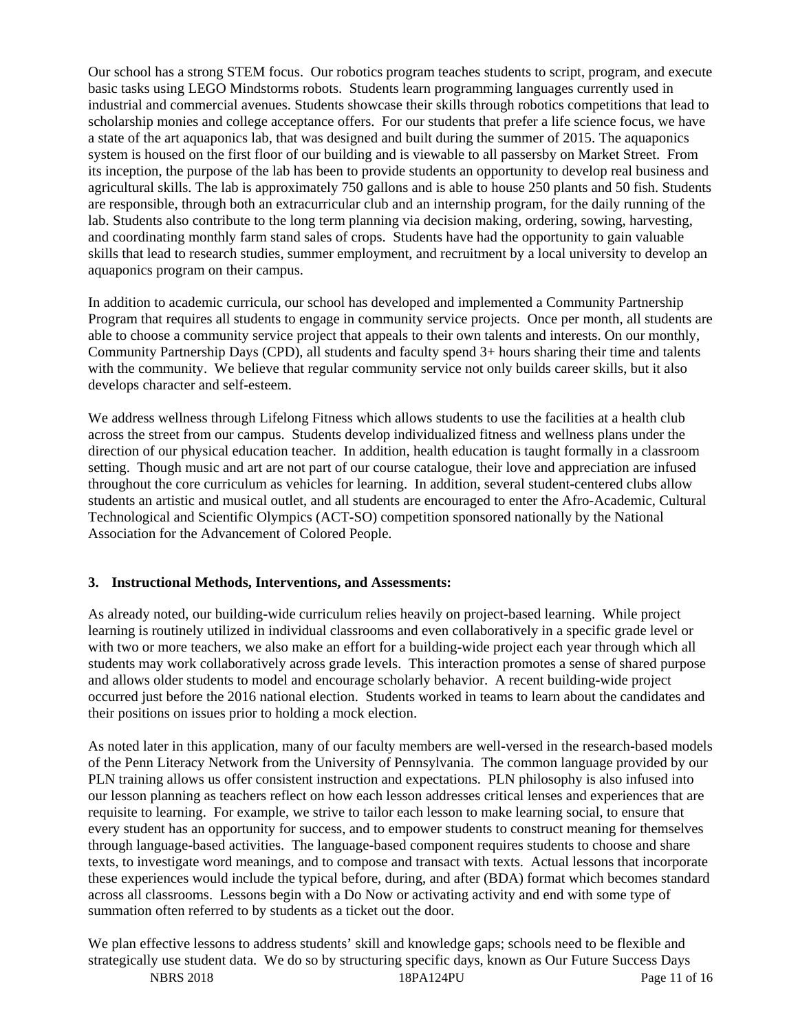Our school has a strong STEM focus. Our robotics program teaches students to script, program, and execute basic tasks using LEGO Mindstorms robots. Students learn programming languages currently used in industrial and commercial avenues. Students showcase their skills through robotics competitions that lead to scholarship monies and college acceptance offers. For our students that prefer a life science focus, we have a state of the art aquaponics lab, that was designed and built during the summer of 2015. The aquaponics system is housed on the first floor of our building and is viewable to all passersby on Market Street. From its inception, the purpose of the lab has been to provide students an opportunity to develop real business and agricultural skills. The lab is approximately 750 gallons and is able to house 250 plants and 50 fish. Students are responsible, through both an extracurricular club and an internship program, for the daily running of the lab. Students also contribute to the long term planning via decision making, ordering, sowing, harvesting, and coordinating monthly farm stand sales of crops. Students have had the opportunity to gain valuable skills that lead to research studies, summer employment, and recruitment by a local university to develop an aquaponics program on their campus.

In addition to academic curricula, our school has developed and implemented a Community Partnership Program that requires all students to engage in community service projects. Once per month, all students are able to choose a community service project that appeals to their own talents and interests. On our monthly, Community Partnership Days (CPD), all students and faculty spend 3+ hours sharing their time and talents with the community. We believe that regular community service not only builds career skills, but it also develops character and self-esteem.

We address wellness through Lifelong Fitness which allows students to use the facilities at a health club across the street from our campus. Students develop individualized fitness and wellness plans under the direction of our physical education teacher. In addition, health education is taught formally in a classroom setting. Though music and art are not part of our course catalogue, their love and appreciation are infused throughout the core curriculum as vehicles for learning. In addition, several student-centered clubs allow students an artistic and musical outlet, and all students are encouraged to enter the Afro-Academic, Cultural Technological and Scientific Olympics (ACT-SO) competition sponsored nationally by the National Association for the Advancement of Colored People.

### 3. Instructional Methods, Interventions, and Assessments:

As already noted, our building-wide curriculum relies heavily on project-based learning. While project learning is routinely utilized in individual classrooms and even collaboratively in a specific grade level or with two or more teachers, we also make an effort for a building-wide project each year through which all students may work collaboratively across grade levels. This interaction promotes a sense of shared purpose and allows older students to model and encourage scholarly behavior. A recent building-wide project occurred just before the 2016 national election. Students worked in teams to learn about the candidates and their positions on issues prior to holding a mock election.

As noted later in this application, many of our faculty members are well-versed in the research-based models of the Penn Literacy Network from the University of Pennsylvania. The common language provided by our PLN training allows us offer consistent instruction and expectations. PLN philosophy is also infused into our lesson planning as teachers reflect on how each lesson addresses critical lenses and experiences that are requisite to learning. For example, we strive to tailor each lesson to make learning social, to ensure that every student has an opportunity for success, and to empower students to construct meaning for themselves through language-based activities. The language-based component requires students to choose and share texts, to investigate word meanings, and to compose and transact with texts. Actual lessons that incorporate these experiences would include the typical before, during, and after (BDA) format which becomes standard across all classrooms. Lessons begin with a Do Now or activating activity and end with some type of summation often referred to by students as a ticket out the door.

We plan effective lessons to address students' skill and knowledge gaps; schools need to be flexible and strategically use student data. We do so by structuring specific days, known as Our Future Success Days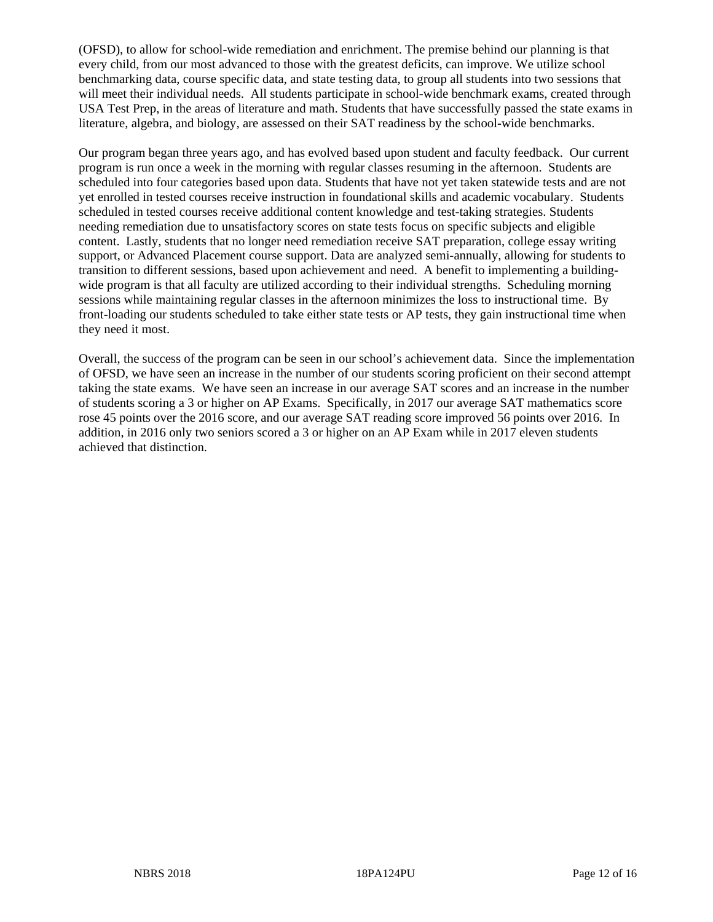(OFSD), to allow for school-wide remediation and enrichment. The premise behind our planning is that every child, from our most advanced to those with the greatest deficits, can improve. We utilize school benchmarking data, course specific data, and state testing data, to group all students into two sessions that will meet their individual needs. All students participate in school-wide benchmark exams, created through USA Test Prep, in the areas of literature and math. Students that have successfully passed the state exams in literature, algebra, and biology, are assessed on their SAT readiness by the school-wide benchmarks.

Our program began three years ago, and has evolved based upon student and faculty feedback. Our current program is run once a week in the morning with regular classes resuming in the afternoon. Students are scheduled into four categories based upon data. Students that have not yet taken statewide tests and are not yet enrolled in tested courses receive instruction in foundational skills and academic vocabulary. Students scheduled in tested courses receive additional content knowledge and test-taking strategies. Students needing remediation due to unsatisfactory scores on state tests focus on specific subjects and eligible content. Lastly, students that no longer need remediation receive SAT preparation, college essay writing support, or Advanced Placement course support. Data are analyzed semi-annually, allowing for students to transition to different sessions, based upon achievement and need. A benefit to implementing a building-wide program is that all faculty are utilized according to their individual strengths. Scheduling morning sessions while maintaining regular classes in the afternoon minimizes the loss to instructional time. By front-loading our students scheduled to take either state tests or AP tests, they gain instructional time when they need it most.

Overall, the success of the program can be seen in our school's achievement data. Since the implementation of OFSD, we have seen an increase in the number of our students scoring proficient on their second attempt taking the state exams. We have seen an increase in our average SAT scores and an increase in the number of students scoring a 3 or higher on AP Exams. Specifically, in 2017 our average SAT mathematics score rose 45 points over the 2016 score, and our average SAT reading score improved 56 points over 2016. In addition, in 2016 only two seniors scored a 3 or higher on an AP Exam while in 2017 eleven students achieved that distinction.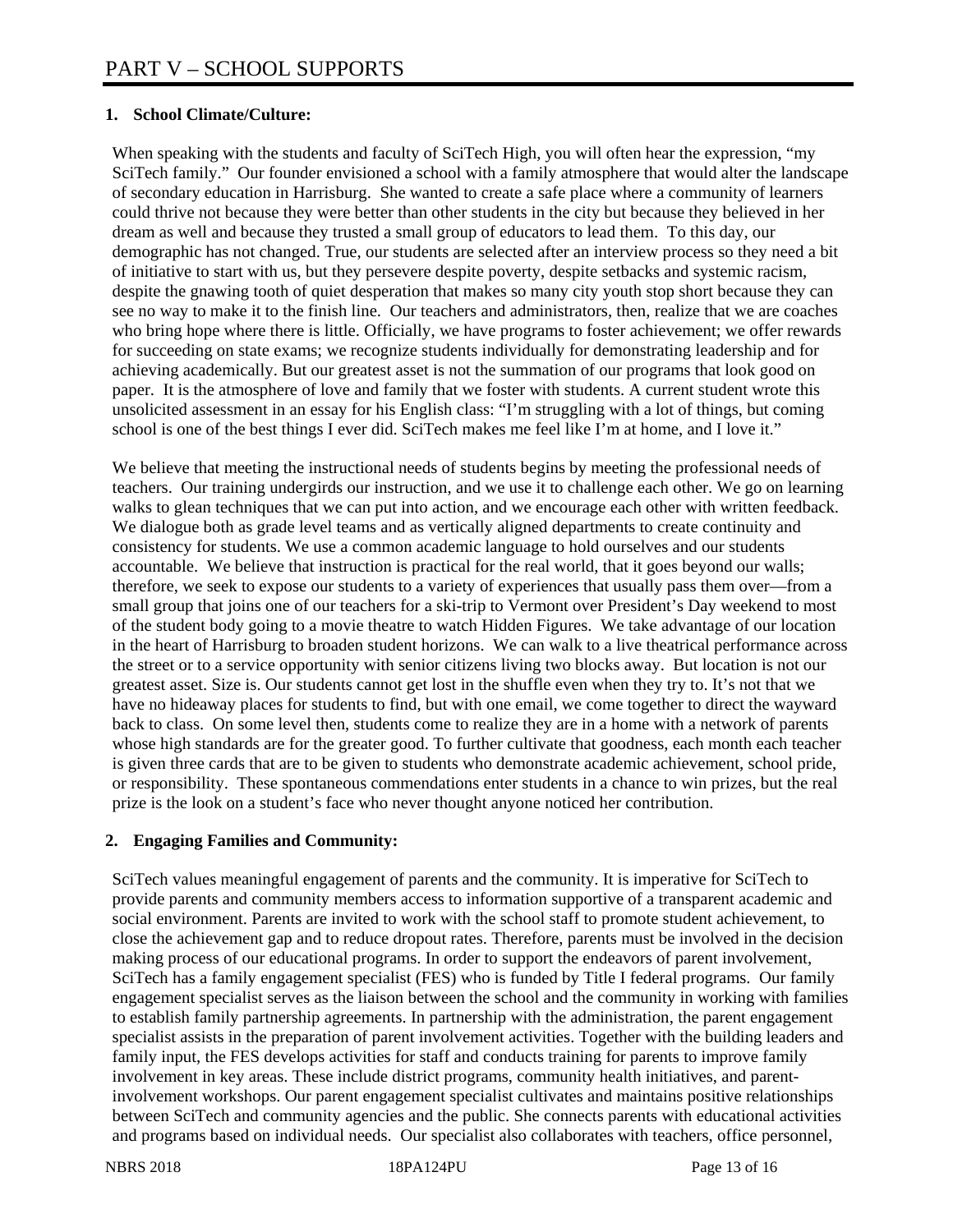# PART V – SCHOOL SUPPORTS

**1. School Climate/Culture:**

When speaking with the students and faculty of SciTech High, you will often hear the expression, "my SciTech family." Our founder envisioned a school with a family atmosphere that would alter the landscape of secondary education in Harrisburg. She wanted to create a safe place where a community of learners could thrive not because they were better than other students in the city but because they believed in her dream as well and because they trusted a small group of educators to lead them. To this day, our demographic has not changed. True, our students are selected after an interview process so they need a bit of initiative to start with us, but they persevere despite poverty, despite setbacks and systemic racism, despite the gnawing tooth of quiet desperation that makes so many city youth stop short because they can see no way to make it to the finish line. Our teachers and administrators, then, realize that we are coaches who bring hope where there is little. Officially, we have programs to foster achievement; we offer rewards for succeeding on state exams; we recognize students individually for demonstrating leadership and for achieving academically. But our greatest asset is not the summation of our programs that look good on paper. It is the atmosphere of love and family that we foster with students. A current student wrote this unsolicited assessment in an essay for his English class: "I'm struggling with a lot of things, but coming school is one of the best things I ever did. SciTech makes me feel like I'm at home, and I love it."

We believe that meeting the instructional needs of students begins by meeting the professional needs of teachers. Our training undergirds our instruction, and we use it to challenge each other. We go on learning walks to glean techniques that we can put into action, and we encourage each other with written feedback. We dialogue both as grade level teams and as vertically aligned departments to create continuity and consistency for students. We use a common academic language to hold ourselves and our students accountable. We believe that instruction is practical for the real world, that it goes beyond our walls; therefore, we seek to expose our students to a variety of experiences that usually pass them over—from a small group that joins one of our teachers for a ski-trip to Vermont over President's Day weekend to most of the student body going to a movie theatre to watch Hidden Figures. We take advantage of our location in the heart of Harrisburg to broaden student horizons. We can walk to a live theatrical performance across the street or to a service opportunity with senior citizens living two blocks away. But location is not our greatest asset. Size is. Our students cannot get lost in the shuffle even when they try to. It's not that we have no hideaway places for students to find, but with one email, we come together to direct the wayward back to class. On some level then, students come to realize they are in a home with a network of parents whose high standards are for the greater good. To further cultivate that goodness, each month each teacher is given three cards that are to be given to students who demonstrate academic achievement, school pride, or responsibility. These spontaneous commendations enter students in a chance to win prizes, but the real prize is the look on a student's face who never thought anyone noticed her contribution.

**2. Engaging Families and Community:**

SciTech values meaningful engagement of parents and the community. It is imperative for SciTech to provide parents and community members access to information supportive of a transparent academic and social environment. Parents are invited to work with the school staff to promote student achievement, to close the achievement gap and to reduce dropout rates. Therefore, parents must be involved in the decision making process of our educational programs. In order to support the endeavors of parent involvement, SciTech has a family engagement specialist (FES) who is funded by Title I federal programs. Our family engagement specialist serves as the liaison between the school and the community in working with families to establish family partnership agreements. In partnership with the administration, the parent engagement specialist assists in the preparation of parent involvement activities. Together with the building leaders and family input, the FES develops activities for staff and conducts training for parents to improve family involvement in key areas. These include district programs, community health initiatives, and parent-involvement workshops. Our parent engagement specialist cultivates and maintains positive relationships between SciTech and community agencies and the public. She connects parents with educational activities and programs based on individual needs. Our specialist also collaborates with teachers, office personnel,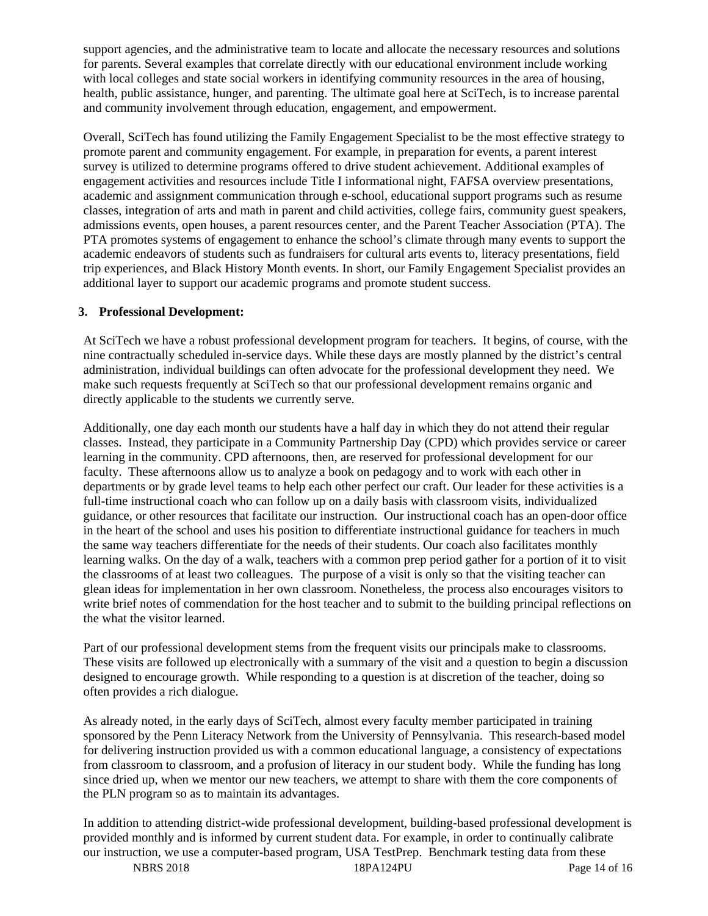support agencies, and the administrative team to locate and allocate the necessary resources and solutions for parents. Several examples that correlate directly with our educational environment include working with local colleges and state social workers in identifying community resources in the area of housing, health, public assistance, hunger, and parenting. The ultimate goal here at SciTech, is to increase parental and community involvement through education, engagement, and empowerment.

Overall, SciTech has found utilizing the Family Engagement Specialist to be the most effective strategy to promote parent and community engagement. For example, in preparation for events, a parent interest survey is utilized to determine programs offered to drive student achievement. Additional examples of engagement activities and resources include Title I informational night, FAFSA overview presentations, academic and assignment communication through e-school, educational support programs such as resume classes, integration of arts and math in parent and child activities, college fairs, community guest speakers, admissions events, open houses, a parent resources center, and the Parent Teacher Association (PTA). The PTA promotes systems of engagement to enhance the school's climate through many events to support the academic endeavors of students such as fundraisers for cultural arts events to, literacy presentations, field trip experiences, and Black History Month events. In short, our Family Engagement Specialist provides an additional layer to support our academic programs and promote student success.

**3. Professional Development:**

At SciTech we have a robust professional development program for teachers. It begins, of course, with the nine contractually scheduled in-service days. While these days are mostly planned by the district's central administration, individual buildings can often advocate for the professional development they need. We make such requests frequently at SciTech so that our professional development remains organic and directly applicable to the students we currently serve.

Additionally, one day each month our students have a half day in which they do not attend their regular classes. Instead, they participate in a Community Partnership Day (CPD) which provides service or career learning in the community. CPD afternoons, then, are reserved for professional development for our faculty. These afternoons allow us to analyze a book on pedagogy and to work with each other in departments or by grade level teams to help each other perfect our craft. Our leader for these activities is a full-time instructional coach who can follow up on a daily basis with classroom visits, individualized guidance, or other resources that facilitate our instruction. Our instructional coach has an open-door office in the heart of the school and uses his position to differentiate instructional guidance for teachers in much the same way teachers differentiate for the needs of their students. Our coach also facilitates monthly learning walks. On the day of a walk, teachers with a common prep period gather for a portion of it to visit the classrooms of at least two colleagues. The purpose of a visit is only so that the visiting teacher can glean ideas for implementation in her own classroom. Nonetheless, the process also encourages visitors to write brief notes of commendation for the host teacher and to submit to the building principal reflections on the what the visitor learned.

Part of our professional development stems from the frequent visits our principals make to classrooms. These visits are followed up electronically with a summary of the visit and a question to begin a discussion designed to encourage growth. While responding to a question is at discretion of the teacher, doing so often provides a rich dialogue.

As already noted, in the early days of SciTech, almost every faculty member participated in training sponsored by the Penn Literacy Network from the University of Pennsylvania. This research-based model for delivering instruction provided us with a common educational language, a consistency of expectations from classroom to classroom, and a profusion of literacy in our student body. While the funding has long since dried up, when we mentor our new teachers, we attempt to share with them the core components of the PLN program so as to maintain its advantages.

In addition to attending district-wide professional development, building-based professional development is provided monthly and is informed by current student data. For example, in order to continually calibrate our instruction, we use a computer-based program, USA TestPrep. Benchmark testing data from these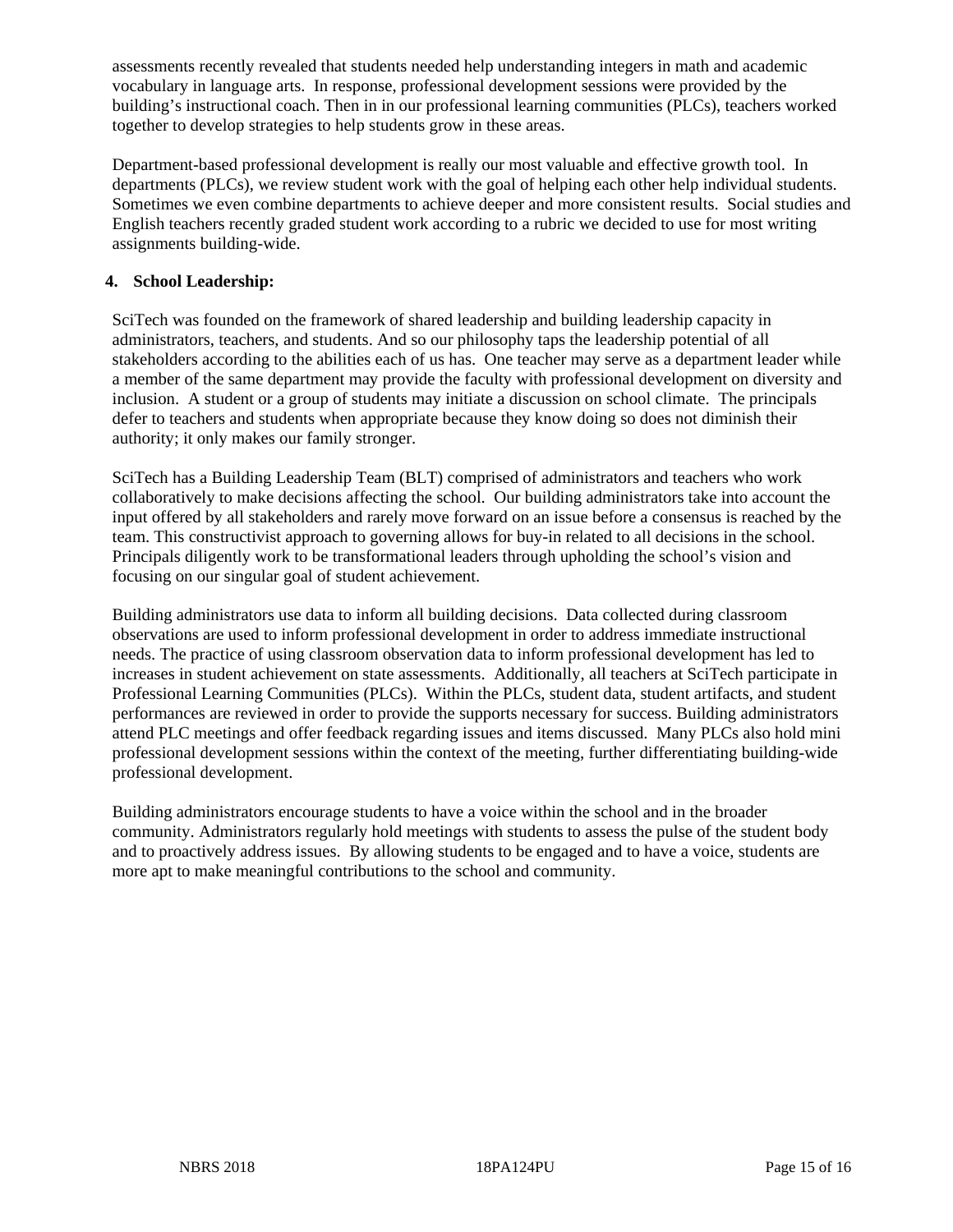assessments recently revealed that students needed help understanding integers in math and academic vocabulary in language arts. In response, professional development sessions were provided by the building's instructional coach. Then in in our professional learning communities (PLCs), teachers worked together to develop strategies to help students grow in these areas.

Department-based professional development is really our most valuable and effective growth tool. In departments (PLCs), we review student work with the goal of helping each other help individual students. Sometimes we even combine departments to achieve deeper and more consistent results. Social studies and English teachers recently graded student work according to a rubric we decided to use for most writing assignments building-wide.

**4. School Leadership:**

SciTech was founded on the framework of shared leadership and building leadership capacity in administrators, teachers, and students. And so our philosophy taps the leadership potential of all stakeholders according to the abilities each of us has. One teacher may serve as a department leader while a member of the same department may provide the faculty with professional development on diversity and inclusion. A student or a group of students may initiate a discussion on school climate. The principals defer to teachers and students when appropriate because they know doing so does not diminish their authority; it only makes our family stronger.

SciTech has a Building Leadership Team (BLT) comprised of administrators and teachers who work collaboratively to make decisions affecting the school. Our building administrators take into account the input offered by all stakeholders and rarely move forward on an issue before a consensus is reached by the team. This constructivist approach to governing allows for buy-in related to all decisions in the school. Principals diligently work to be transformational leaders through upholding the school's vision and focusing on our singular goal of student achievement.

Building administrators use data to inform all building decisions. Data collected during classroom observations are used to inform professional development in order to address immediate instructional needs. The practice of using classroom observation data to inform professional development has led to increases in student achievement on state assessments. Additionally, all teachers at SciTech participate in Professional Learning Communities (PLCs). Within the PLCs, student data, student artifacts, and student performances are reviewed in order to provide the supports necessary for success. Building administrators attend PLC meetings and offer feedback regarding issues and items discussed. Many PLCs also hold mini professional development sessions within the context of the meeting, further differentiating building-wide professional development.

Building administrators encourage students to have a voice within the school and in the broader community. Administrators regularly hold meetings with students to assess the pulse of the student body and to proactively address issues. By allowing students to be engaged and to have a voice, students are more apt to make meaningful contributions to the school and community.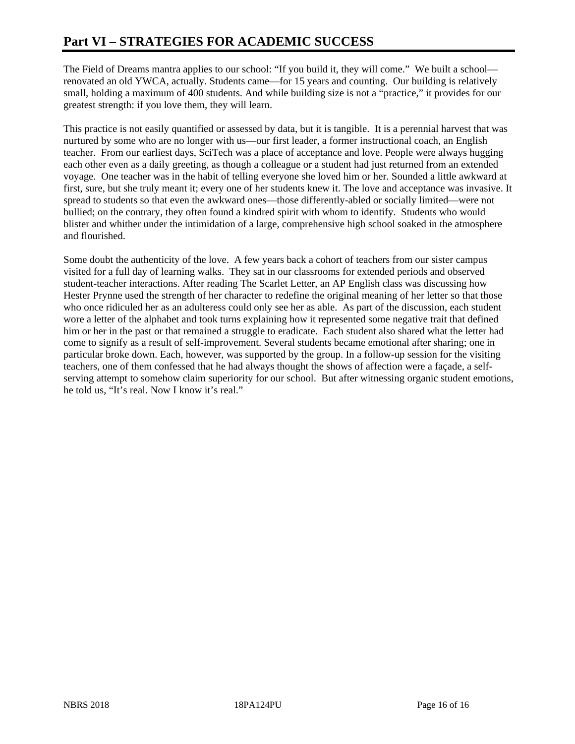# Part VI – STRATEGIES FOR ACADEMIC SUCCESS

The Field of Dreams mantra applies to our school: "If you build it, they will come." We built a school—renovated an old YWCA, actually. Students came—for 15 years and counting. Our building is relatively small, holding a maximum of 400 students. And while building size is not a "practice," it provides for our greatest strength: if you love them, they will learn.

This practice is not easily quantified or assessed by data, but it is tangible. It is a perennial harvest that was nurtured by some who are no longer with us—our first leader, a former instructional coach, an English teacher. From our earliest days, SciTech was a place of acceptance and love. People were always hugging each other even as a daily greeting, as though a colleague or a student had just returned from an extended voyage. One teacher was in the habit of telling everyone she loved him or her. Sounded a little awkward at first, sure, but she truly meant it; every one of her students knew it. The love and acceptance was invasive. It spread to students so that even the awkward ones—those differently-abled or socially limited—were not bullied; on the contrary, they often found a kindred spirit with whom to identify. Students who would blister and whither under the intimidation of a large, comprehensive high school soaked in the atmosphere and flourished.

Some doubt the authenticity of the love. A few years back a cohort of teachers from our sister campus visited for a full day of learning walks. They sat in our classrooms for extended periods and observed student-teacher interactions. After reading The Scarlet Letter, an AP English class was discussing how Hester Prynne used the strength of her character to redefine the original meaning of her letter so that those who once ridiculed her as an adulteress could only see her as able. As part of the discussion, each student wore a letter of the alphabet and took turns explaining how it represented some negative trait that defined him or her in the past or that remained a struggle to eradicate. Each student also shared what the letter had come to signify as a result of self-improvement. Several students became emotional after sharing; one in particular broke down. Each, however, was supported by the group. In a follow-up session for the visiting teachers, one of them confessed that he had always thought the shows of affection were a façade, a self-serving attempt to somehow claim superiority for our school. But after witnessing organic student emotions, he told us, "It's real. Now I know it's real."